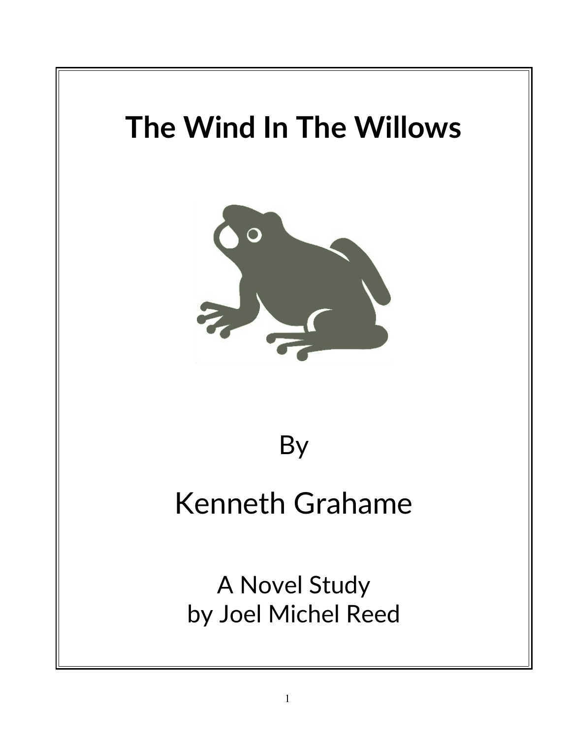# The Wind In The Willows

By

Kenneth Grahame

A Novel Study
by Joel Michel Reed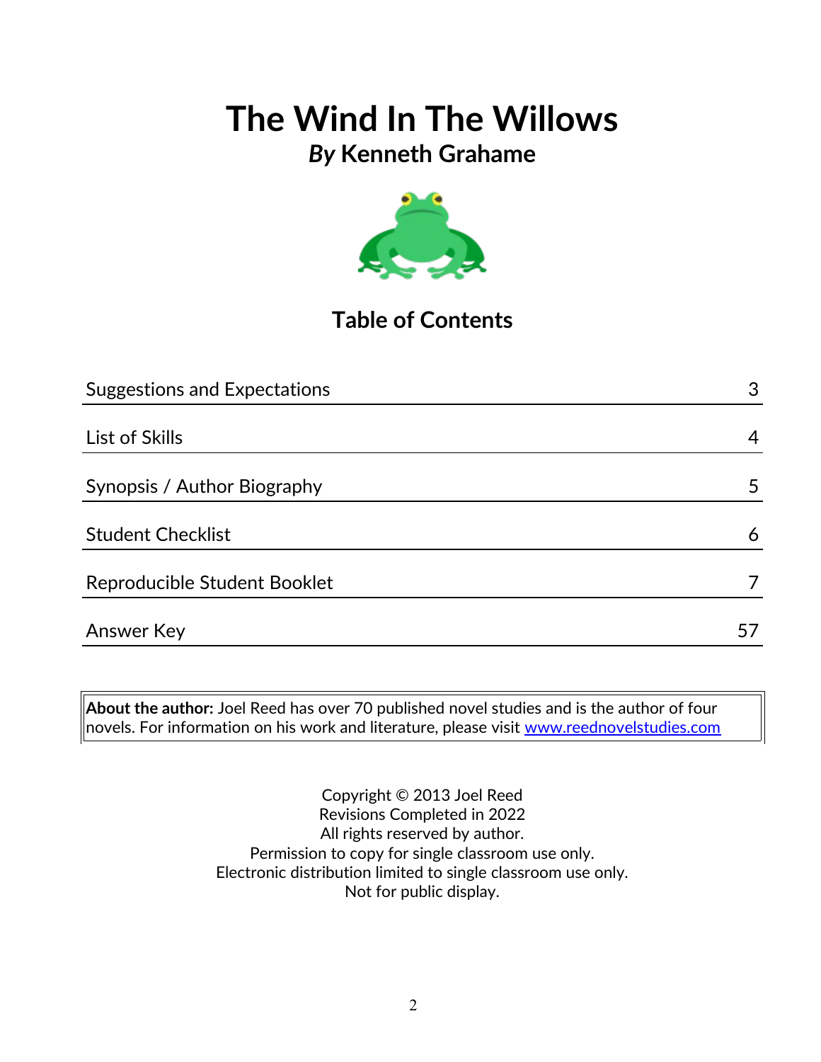# The Wind In The Willows

## *By* Kenneth Grahame

### Table of Contents

| | |
|---|---|
| Suggestions and Expectations | 3 |
| List of Skills | 4 |
| Synopsis / Author Biography | 5 |
| Student Checklist | 6 |
| Reproducible Student Booklet | 7 |
| Answer Key | 57 |

**About the author:** Joel Reed has over 70 published novel studies and is the author of four novels. For information on his work and literature, please visit www.reednovelstudies.com

Copyright © 2013 Joel Reed
Revisions Completed in 2022
All rights reserved by author.
Permission to copy for single classroom use only.
Electronic distribution limited to single classroom use only.
Not for public display.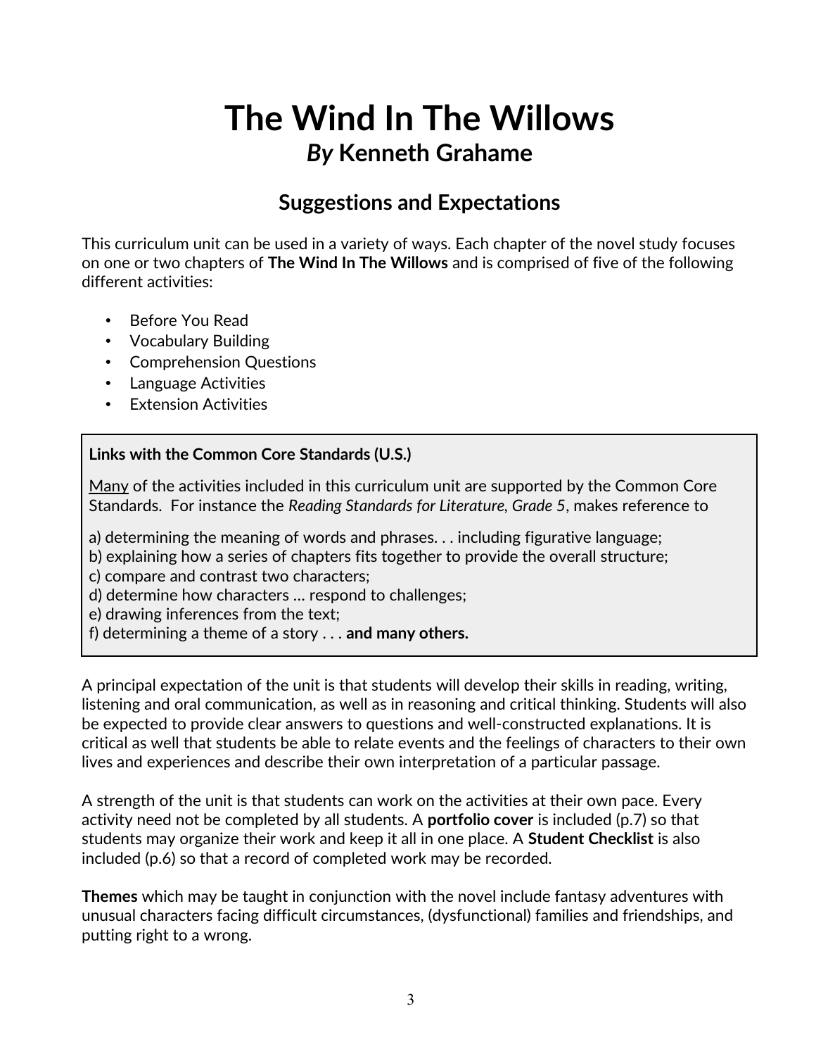# The Wind In The Willows

## *By* Kenneth Grahame

### Suggestions and Expectations

This curriculum unit can be used in a variety of ways. Each chapter of the novel study focuses on one or two chapters of **The Wind In The Willows** and is comprised of five of the following different activities:

- Before You Read
- Vocabulary Building
- Comprehension Questions
- Language Activities
- Extension Activities

**Links with the Common Core Standards (U.S.)**

Many of the activities included in this curriculum unit are supported by the Common Core Standards. For instance the *Reading Standards for Literature, Grade 5*, makes reference to

a) determining the meaning of words and phrases. . . including figurative language;
b) explaining how a series of chapters fits together to provide the overall structure;
c) compare and contrast two characters;
d) determine how characters … respond to challenges;
e) drawing inferences from the text;
f) determining a theme of a story . . . **and many others.**

A principal expectation of the unit is that students will develop their skills in reading, writing, listening and oral communication, as well as in reasoning and critical thinking. Students will also be expected to provide clear answers to questions and well-constructed explanations. It is critical as well that students be able to relate events and the feelings of characters to their own lives and experiences and describe their own interpretation of a particular passage.

A strength of the unit is that students can work on the activities at their own pace. Every activity need not be completed by all students. A **portfolio cover** is included (p.7) so that students may organize their work and keep it all in one place. A **Student Checklist** is also included (p.6) so that a record of completed work may be recorded.

**Themes** which may be taught in conjunction with the novel include fantasy adventures with unusual characters facing difficult circumstances, (dysfunctional) families and friendships, and putting right to a wrong.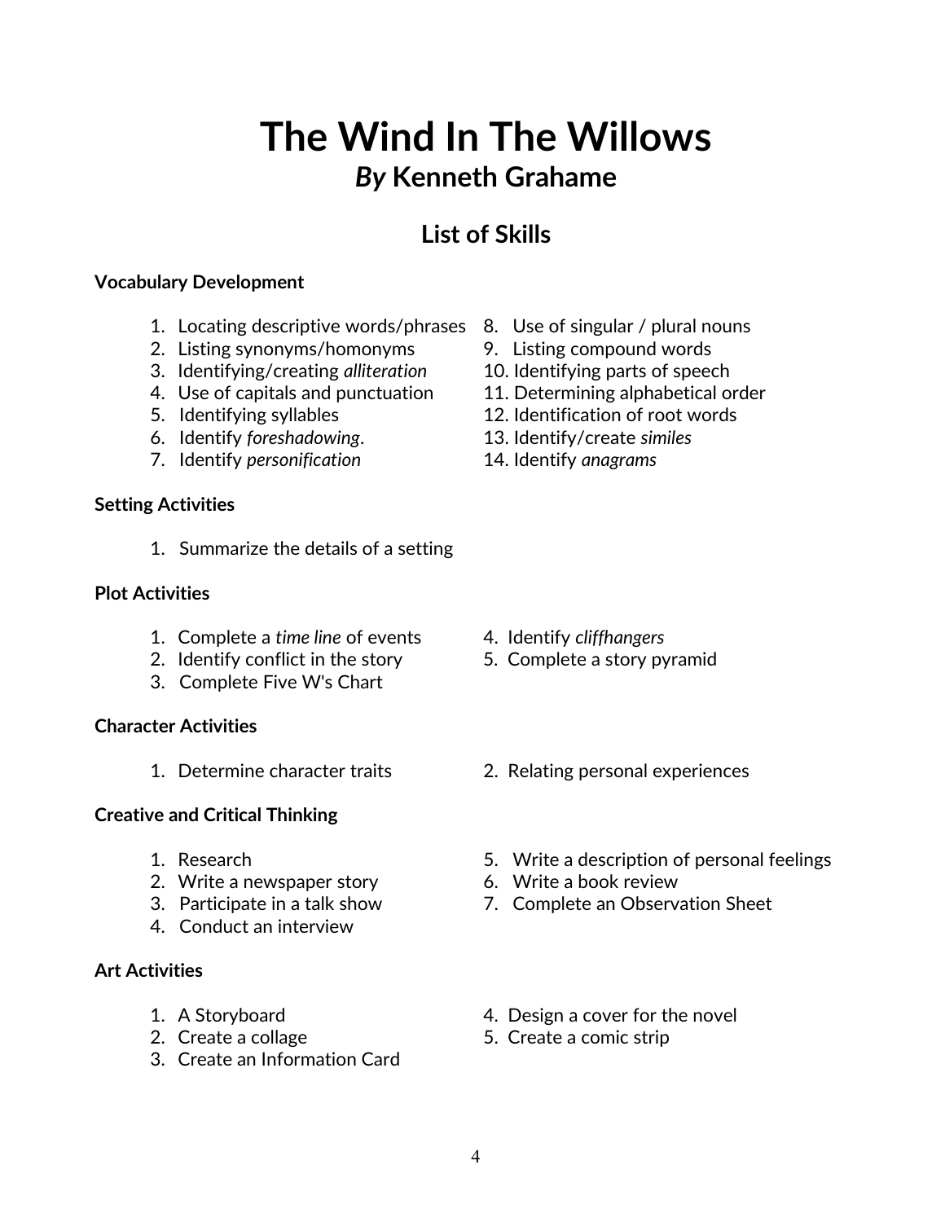# The Wind In The Willows

## *By* Kenneth Grahame

### List of Skills

**Vocabulary Development**

1. Locating descriptive words/phrases
2. Listing synonyms/homonyms
3. Identifying/creating *alliteration*
4. Use of capitals and punctuation
5. Identifying syllables
6. Identify *foreshadowing*.
7. Identify *personification*
8. Use of singular / plural nouns
9. Listing compound words
10. Identifying parts of speech
11. Determining alphabetical order
12. Identification of root words
13. Identify/create *similes*
14. Identify *anagrams*

**Setting Activities**

1. Summarize the details of a setting

**Plot Activities**

1. Complete a *time line* of events
2. Identify conflict in the story
3. Complete Five W's Chart
4. Identify *cliffhangers*
5. Complete a story pyramid

**Character Activities**

1. Determine character traits
2. Relating personal experiences

**Creative and Critical Thinking**

1. Research
2. Write a newspaper story
3. Participate in a talk show
4. Conduct an interview
5. Write a description of personal feelings
6. Write a book review
7. Complete an Observation Sheet

**Art Activities**

1. A Storyboard
2. Create a collage
3. Create an Information Card
4. Design a cover for the novel
5. Create a comic strip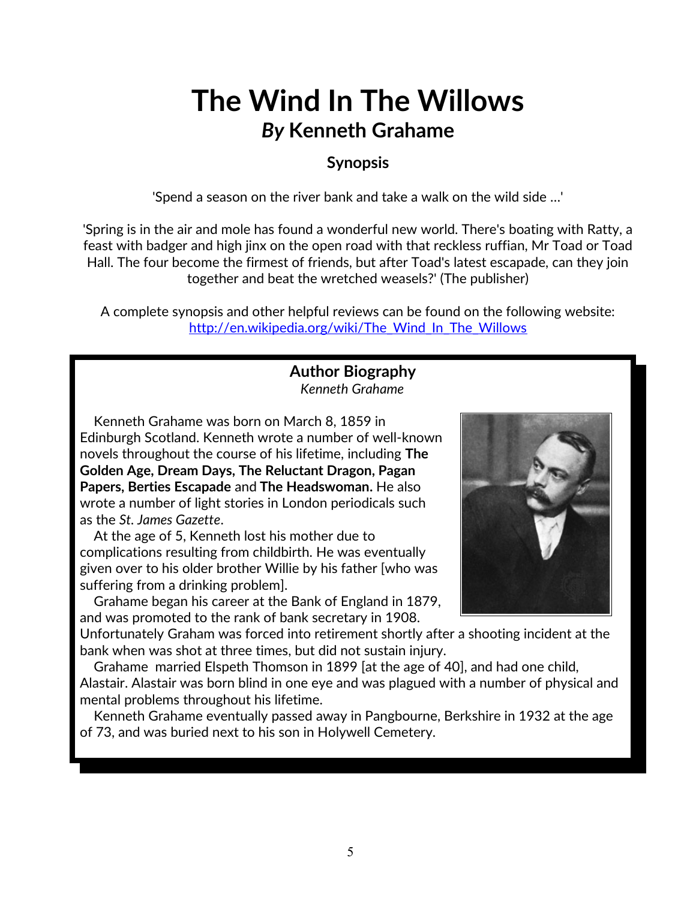# The Wind In The Willows

## *By* Kenneth Grahame

### Synopsis

'Spend a season on the river bank and take a walk on the wild side ...'

'Spring is in the air and mole has found a wonderful new world. There's boating with Ratty, a feast with badger and high jinx on the open road with that reckless ruffian, Mr Toad or Toad Hall. The four become the firmest of friends, but after Toad's latest escapade, can they join together and beat the wretched weasels?' (The publisher)

A complete synopsis and other helpful reviews can be found on the following website: http://en.wikipedia.org/wiki/The_Wind_In_The_Willows

### Author Biography

*Kenneth Grahame*

Kenneth Grahame was born on March 8, 1859 in Edinburgh Scotland. Kenneth wrote a number of well-known novels throughout the course of his lifetime, including **The Golden Age, Dream Days, The Reluctant Dragon, Pagan Papers, Berties Escapade** and **The Headswoman.** He also wrote a number of light stories in London periodicals such as the *St. James Gazette*.

At the age of 5, Kenneth lost his mother due to complications resulting from childbirth. He was eventually given over to his older brother Willie by his father [who was suffering from a drinking problem].

Grahame began his career at the Bank of England in 1879, and was promoted to the rank of bank secretary in 1908. Unfortunately Graham was forced into retirement shortly after a shooting incident at the bank when was shot at three times, but did not sustain injury.

Grahame married Elspeth Thomson in 1899 [at the age of 40], and had one child, Alastair. Alastair was born blind in one eye and was plagued with a number of physical and mental problems throughout his lifetime.

Kenneth Grahame eventually passed away in Pangbourne, Berkshire in 1932 at the age of 73, and was buried next to his son in Holywell Cemetery.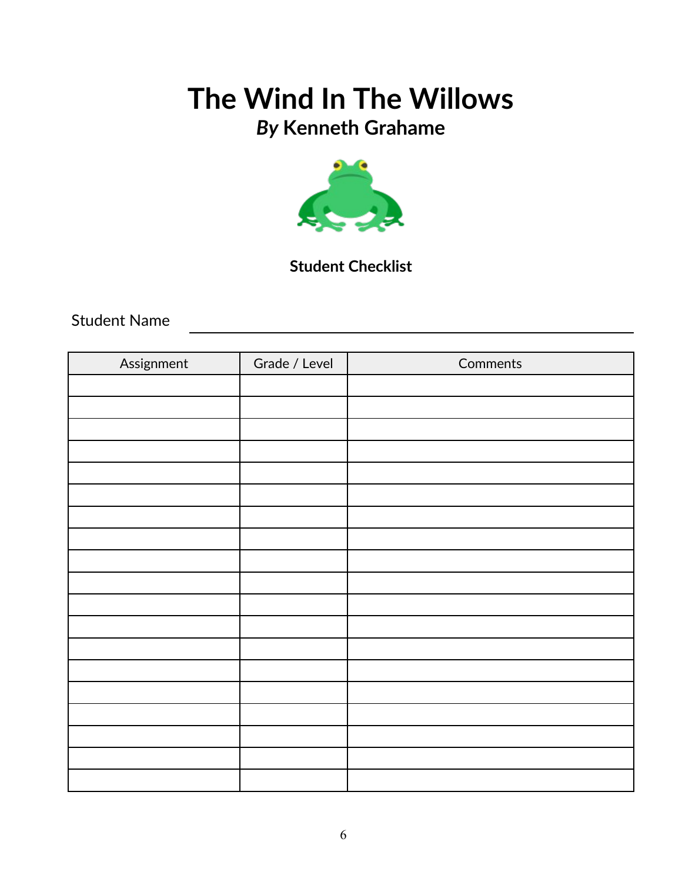# The Wind In The Willows

## *By* Kenneth Grahame

**Student Checklist**

Student Name ______________________________

| Assignment | Grade / Level | Comments |
|---|---|---|
| | | |
| | | |
| | | |
| | | |
| | | |
| | | |
| | | |
| | | |
| | | |
| | | |
| | | |
| | | |
| | | |
| | | |
| | | |
| | | |
| | | |
| | | |
| | | |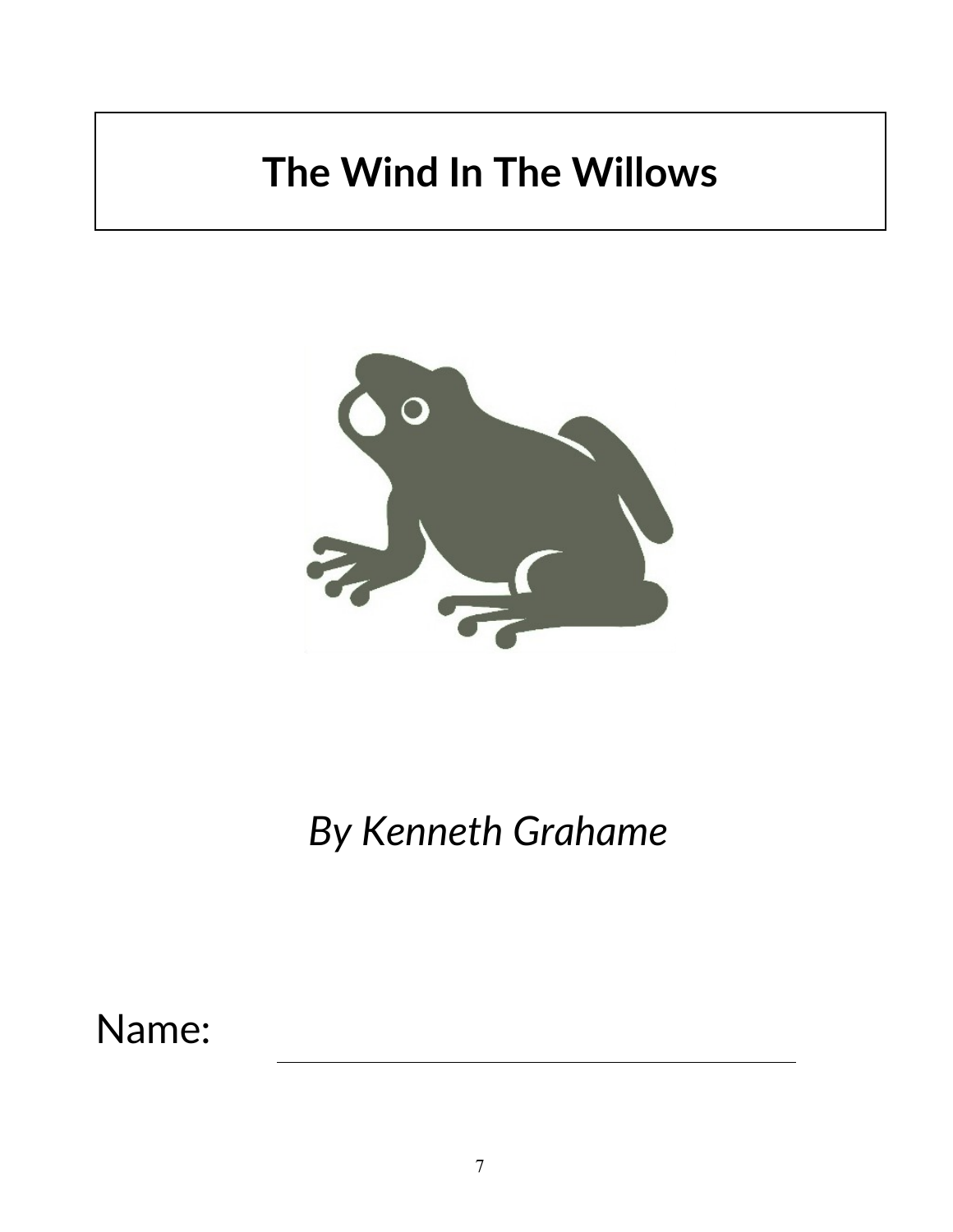# The Wind In The Willows

*By Kenneth Grahame*

Name: ______________________________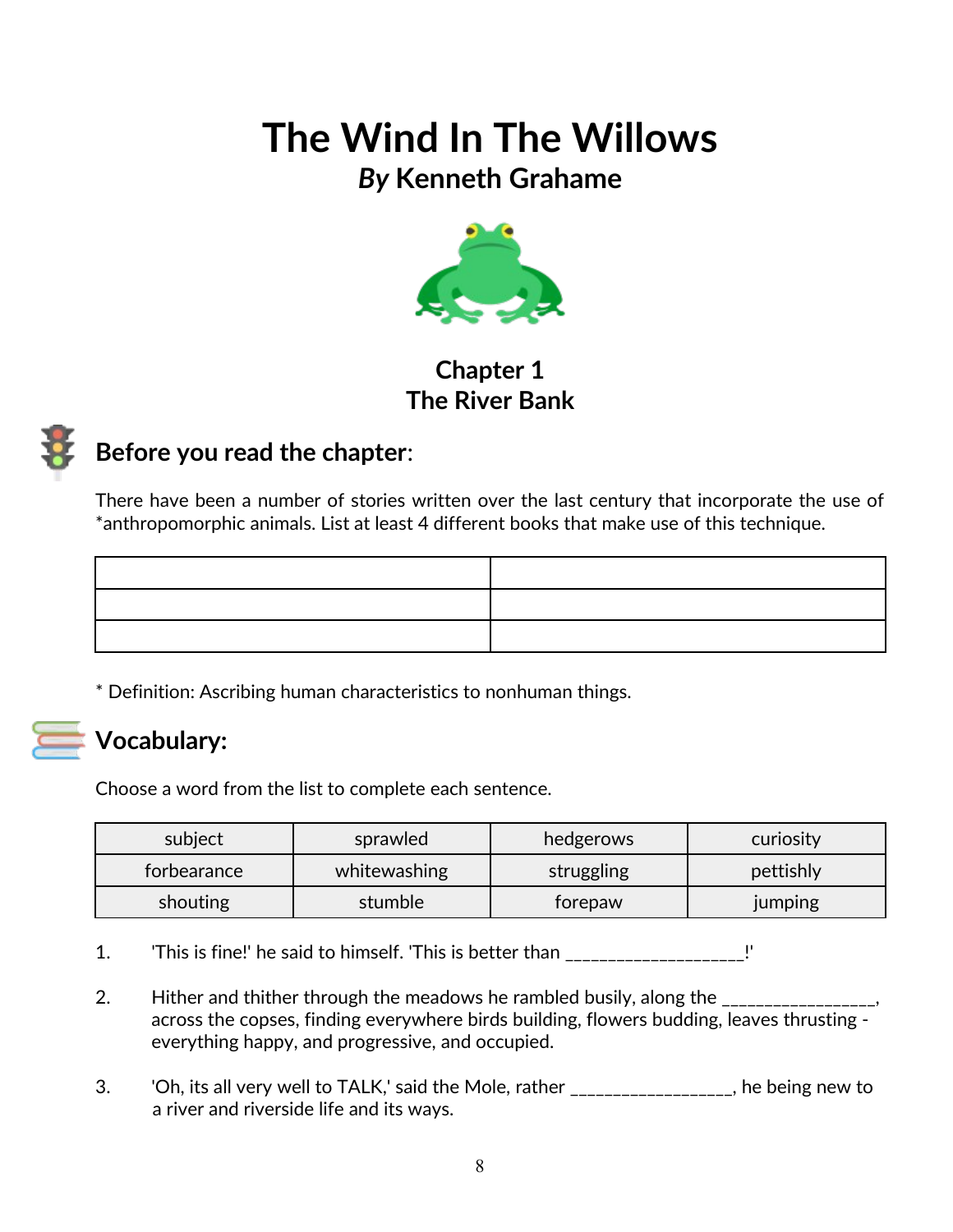# The Wind In The Willows

## *By* Kenneth Grahame

### Chapter 1
### The River Bank

## Before you read the chapter:

There have been a number of stories written over the last century that incorporate the use of *anthropomorphic animals. List at least 4 different books that make use of this technique.

| | |
|---|---|
| | |
| | |
| | |

* Definition: Ascribing human characteristics to nonhuman things.

## Vocabulary:

Choose a word from the list to complete each sentence.

| | | | |
|---|---|---|---|
| subject | sprawled | hedgerows | curiosity |
| forbearance | whitewashing | struggling | pettishly |
| shouting | stumble | forepaw | jumping |

1. 'This is fine!' he said to himself. 'This is better than ___________________!'

2. Hither and thither through the meadows he rambled busily, along the ________________, across the copses, finding everywhere birds building, flowers budding, leaves thrusting - everything happy, and progressive, and occupied.

3. 'Oh, its all very well to TALK,' said the Mole, rather _________________, he being new to a river and riverside life and its ways.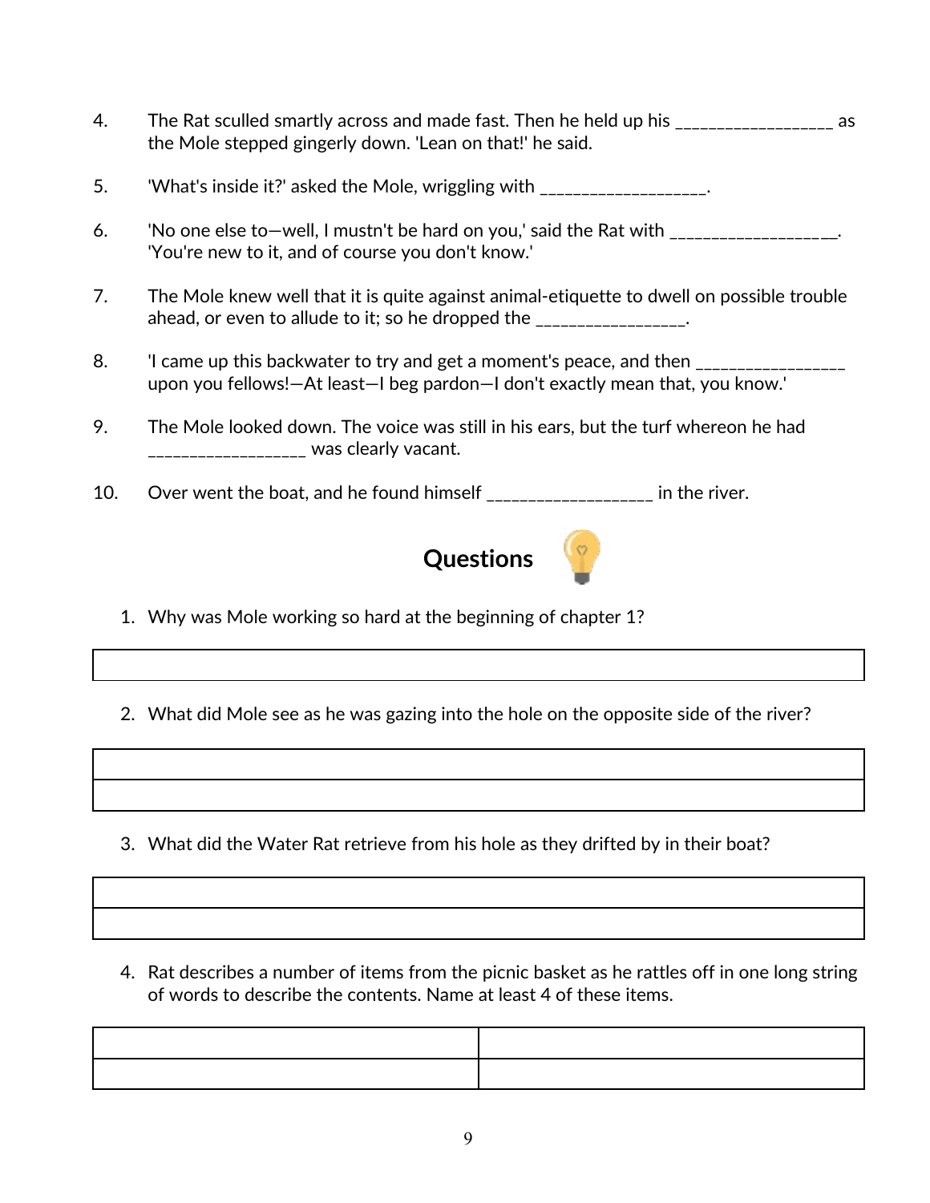4. The Rat sculled smartly across and made fast. Then he held up his __________________ as the Mole stepped gingerly down. 'Lean on that!' he said.

5. 'What's inside it?' asked the Mole, wriggling with ___________________.

6. 'No one else to—well, I mustn't be hard on you,' said the Rat with ___________________. 'You're new to it, and of course you don't know.'

7. The Mole knew well that it is quite against animal-etiquette to dwell on possible trouble ahead, or even to allude to it; so he dropped the _________________.

8. 'I came up this backwater to try and get a moment's peace, and then _________________ upon you fellows!—At least—I beg pardon—I don't exactly mean that, you know.'

9. The Mole looked down. The voice was still in his ears, but the turf whereon he had __________________ was clearly vacant.

10. Over went the boat, and he found himself ___________________ in the river.

## Questions

1. Why was Mole working so hard at the beginning of chapter 1?

| |
|---|

2. What did Mole see as he was gazing into the hole on the opposite side of the river?

| |
|---|
| |

3. What did the Water Rat retrieve from his hole as they drifted by in their boat?

| |
|---|
| |

4. Rat describes a number of items from the picnic basket as he rattles off in one long string of words to describe the contents. Name at least 4 of these items.

| | |
|---|---|
| | |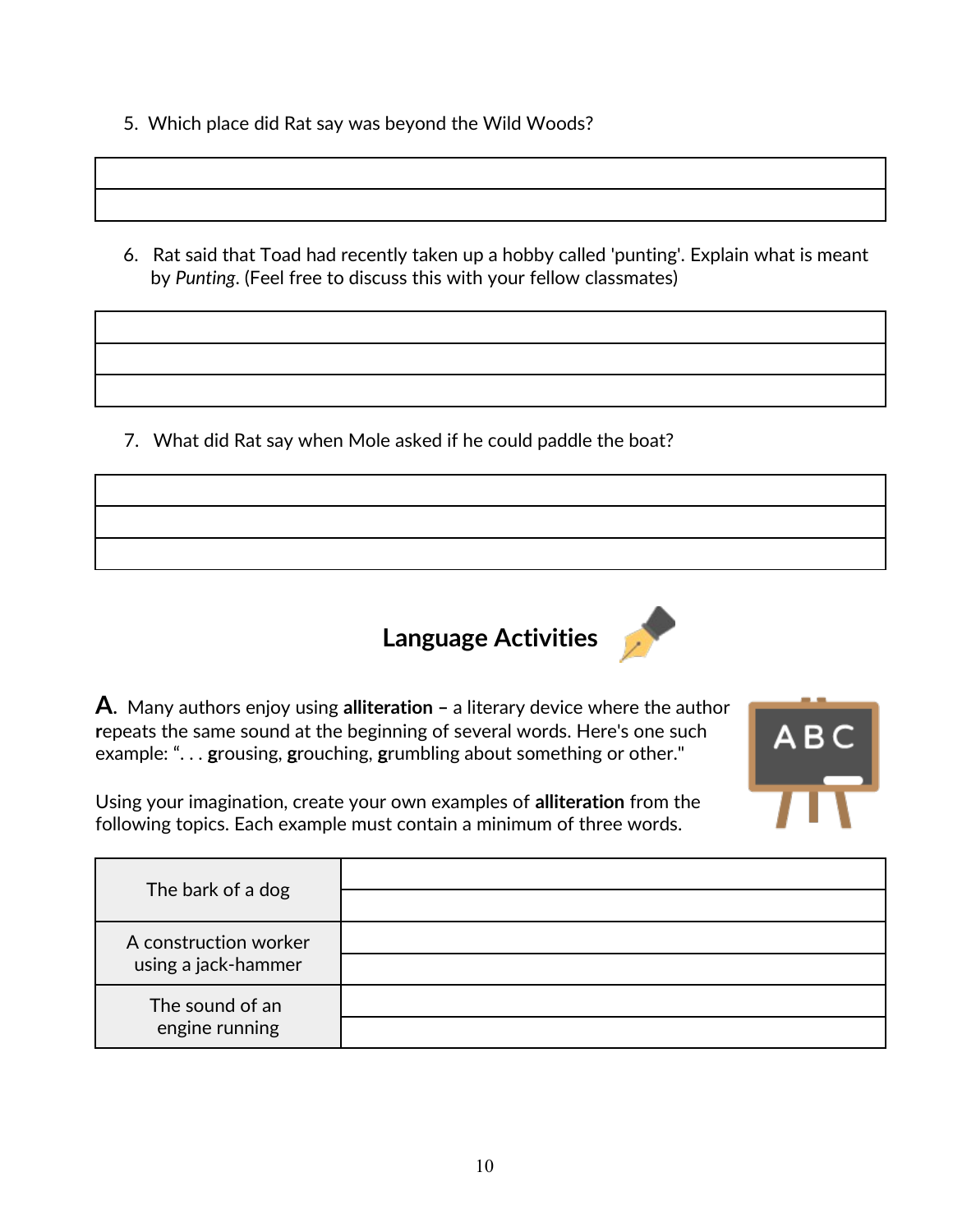5. Which place did Rat say was beyond the Wild Woods?

6. Rat said that Toad had recently taken up a hobby called 'punting'. Explain what is meant by *Punting*. (Feel free to discuss this with your fellow classmates)

7. What did Rat say when Mole asked if he could paddle the boat?

## Language Activities

**A.** Many authors enjoy using **alliteration** – a literary device where the author **r**epeats the same sound at the beginning of several words. Here's one such example: ". . . **g**rousing, **g**rouching, **g**rumbling about something or other."

Using your imagination, create your own examples of **alliteration** from the following topics. Each example must contain a minimum of three words.

| | |
|---|---|
| The bark of a dog | |
| A construction worker using a jack-hammer | |
| The sound of an engine running | |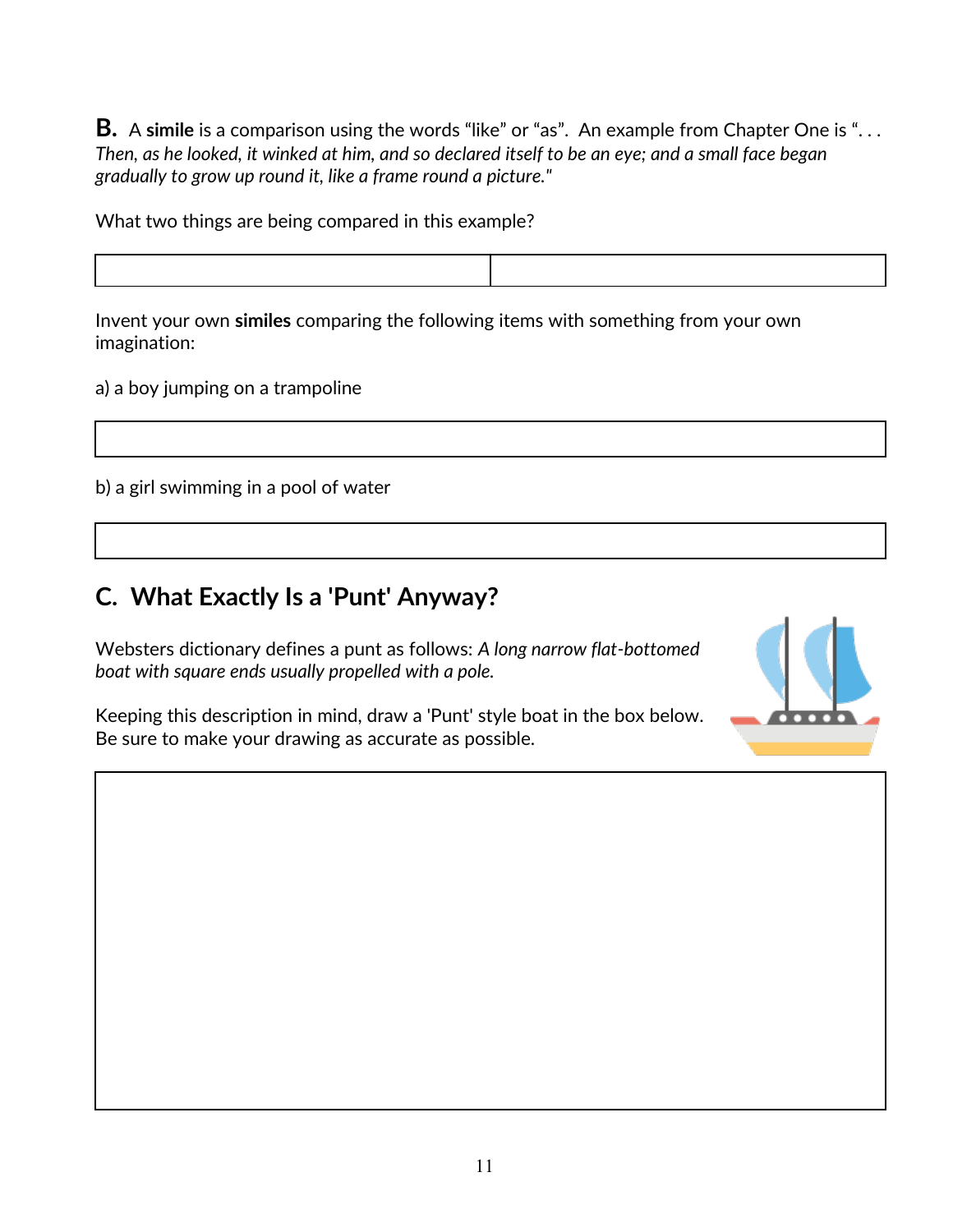**B.** A **simile** is a comparison using the words "like" or "as". An example from Chapter One is ". . . *Then, as he looked, it winked at him, and so declared itself to be an eye; and a small face began gradually to grow up round it, like a frame round a picture."*

What two things are being compared in this example?

| | |
|---|---|
| | |

Invent your own **similes** comparing the following items with something from your own imagination:

a) a boy jumping on a trampoline

| |
|---|
| |

b) a girl swimming in a pool of water

| |
|---|
| |

## C. What Exactly Is a 'Punt' Anyway?

Websters dictionary defines a punt as follows: *A long narrow flat-bottomed boat with square ends usually propelled with a pole.*

Keeping this description in mind, draw a 'Punt' style boat in the box below. Be sure to make your drawing as accurate as possible.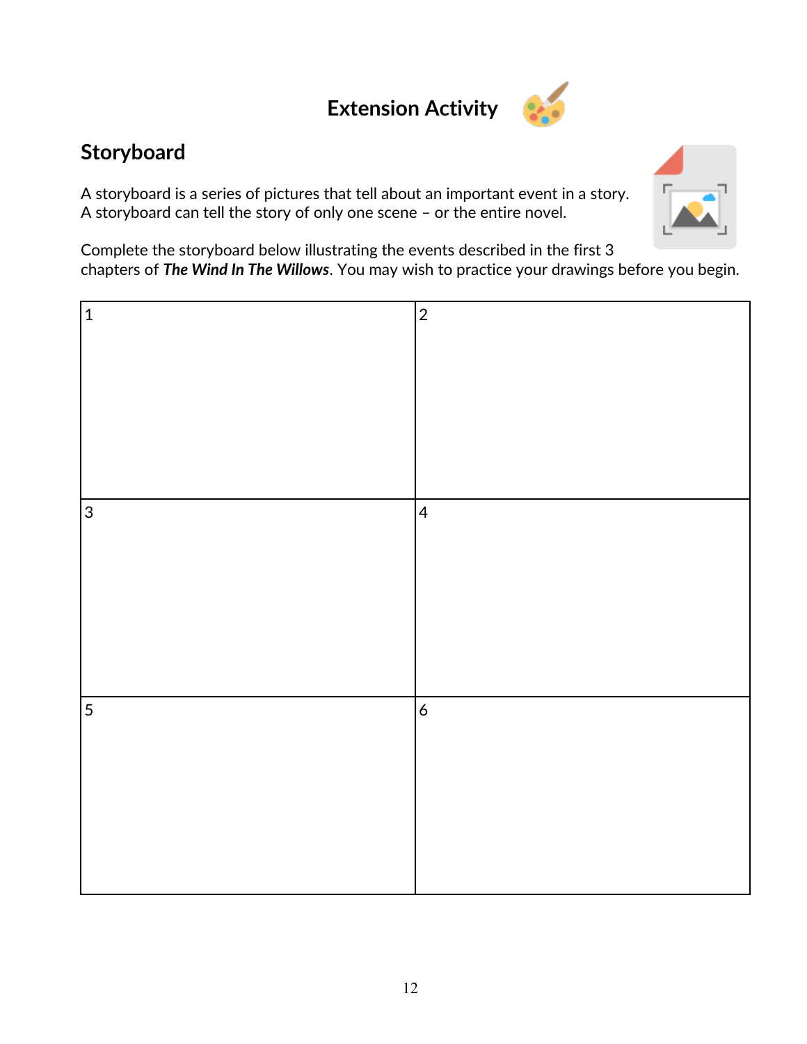# Extension Activity

## Storyboard

A storyboard is a series of pictures that tell about an important event in a story. A storyboard can tell the story of only one scene – or the entire novel.

Complete the storyboard below illustrating the events described in the first 3 chapters of ***The Wind In The Willows***. You may wish to practice your drawings before you begin.

| | |
|---|---|
| 1 | 2 |
| 3 | 4 |
| 5 | 6 |